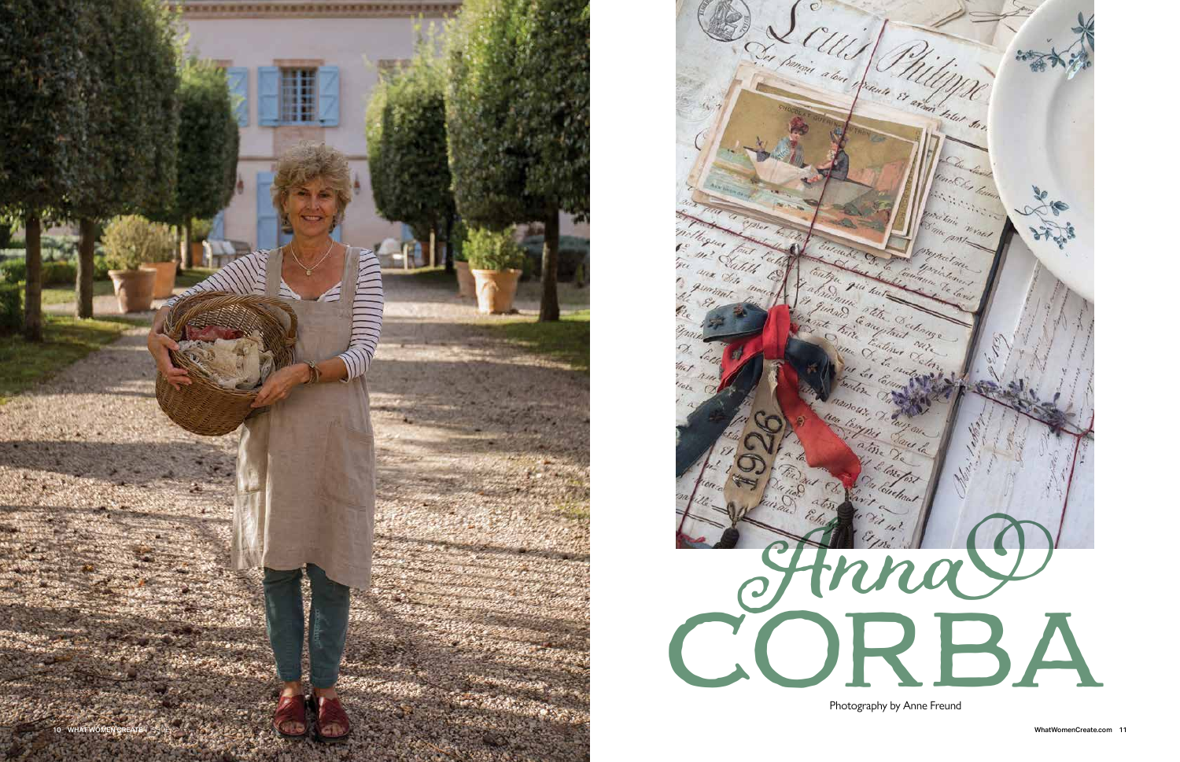# Anna CORBA

Photography by Anne Freund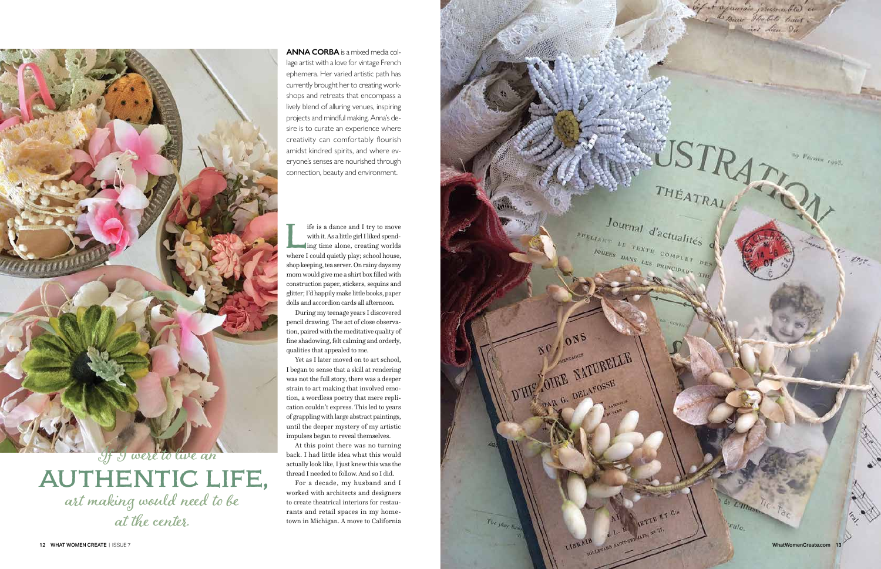**ANNA CORBA** is a mixed media collage artist with a love for vintage French ephemera. Her varied artistic path has currently brought her to creating workshops and retreats that encompass a lively blend of alluring venues, inspiring projects and mindful making. Anna's desire is to curate an experience where creativity can comfortably flourish amidst kindred spirits, and where everyone's senses are nourished through connection, beauty and environment.

*If I were to live an*

# AUTHENTIC LIFE,

*art making would need to be at the center.*

Life is a dance and I try to move with it. As a little girl I liked spending time alone, creating worlds where I could quietly play; school house, shop keeping, tea server. On rainy days my mom would give me a shirt box filled with construction paper, stickers, sequins and glitter; I'd happily make little books, paper dolls and accordion cards all afternoon.

During my teenage years I discovered pencil drawing. The act of close observation, paired with the meditative quality of fine shadowing, felt calming and orderly, qualities that appealed to me.

Yet as I later moved on to art school, I began to sense that a skill at rendering was not the full story, there was a deeper strain to art making that involved emotion, a wordless poetry that mere replication couldn't express. This led to years of grappling with large abstract paintings, until the deeper mystery of my artistic impulses began to reveal themselves.

At this point there was no turning back. I had little idea what this would actually look like, I just knew this was the thread I needed to follow. And so I did.

For a decade, my husband and I worked with architects and designers to create theatrical interiors for restaurants and retail spaces in my hometown in Michigan. A move to California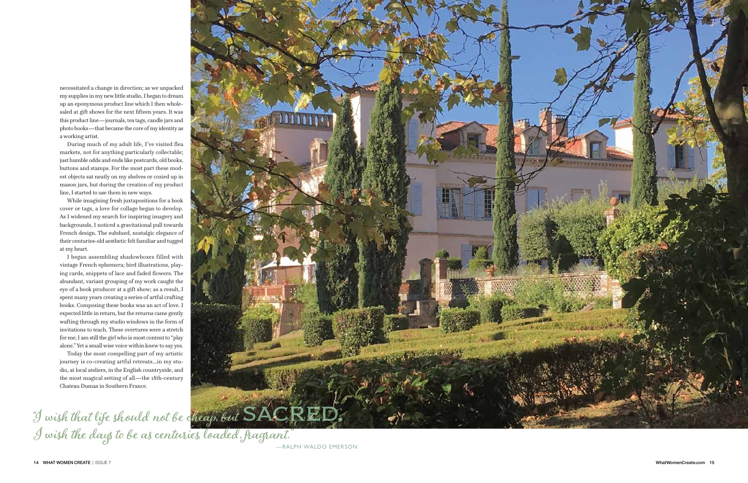necessitated a change in direction; as we unpacked my supplies in my new little studio, I began to dream up an eponymous product line which I then wholesaled at gift shows for the next fifteen years. It was this product line—journals, tea tags, candle jars and photo books—that became the core of my identity as a working artist.

During much of my adult life, I've visited flea markets, not for anything particularly collectable; just humble odds and ends like postcards, old books, buttons and stamps. For the most part these modest objects sat neatly on my shelves or cozied up in mason jars, but during the creation of my product line, I started to use them in new ways.

While imagining fresh juxtapositions for a book cover or tags, a love for collage began to develop. As I widened my search for inspiring imagery and backgrounds, I noticed a gravitational pull towards French design. The subdued, nostalgic elegance of their centuries-old aesthetic felt familiar and tugged at my heart.

I began assembling shadowboxes filled with vintage French ephemera; bird illustrations, playing cards, snippets of lace and faded flowers. The abundant, variant grouping of my work caught the eye of a book producer at a gift show; as a result, I spent many years creating a series of artful crafting books. Composing these books was an act of love. I expected little in return, but the returns came gently wafting through my studio windows in the form of invitations to teach. These overtures were a stretch for me; I am still the girl who is most content to "play alone." Yet a small wise voice within knew to say yes.

Today the most compelling part of my artistic journey is co-creating artful retreats...in my studio, at local ateliers, in the English countryside, and the most magical setting of all—the 18th-century Chateau Dumas in Southern France.

*"I wish that life should not be cheap, but* SACRED. *I wish the days to be as centuries, loaded, fragrant."*

—RALPH WALDO EMERSON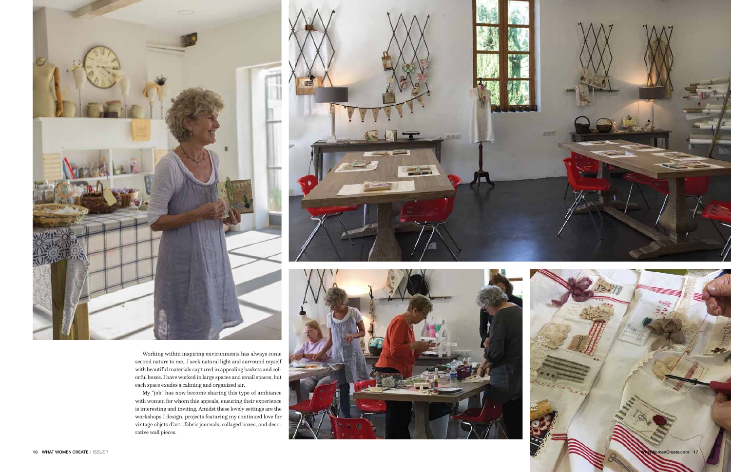Working within inspiring environments has always come second nature to me…I seek natural light and surround myself with beautiful materials captured in appealing baskets and colorful boxes. I have worked in large spaces and small spaces, but each space exudes a calming and organized air.

My "job" has now become sharing this type of ambiance with women for whom this appeals, ensuring their experience is interesting and inviting. Amidst these lovely settings are the workshops I design, projects featuring my continued love for vintage objets d'art…fabric journals, collaged boxes, and decorative wall pieces.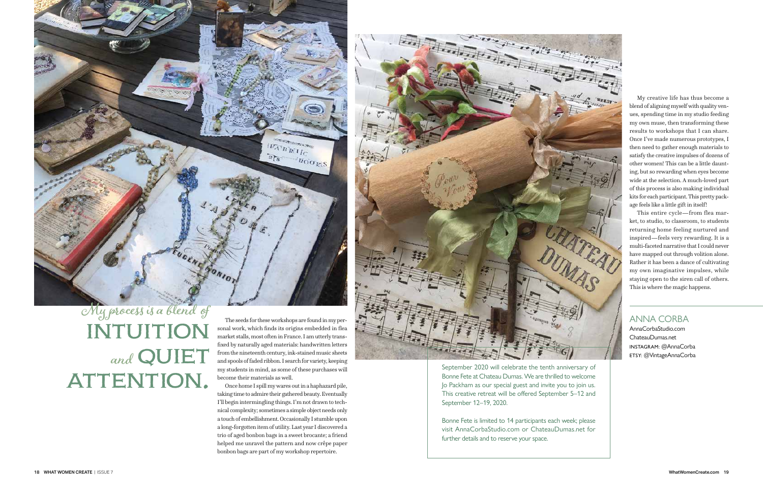## *My process is a blend of* INTUITION *and* QUIET ATTENTION.

The seeds for these workshops are found in my personal work, which finds its origins embedded in flea market stalls, most often in France. I am utterly transfixed by naturally aged materials: handwritten letters from the nineteenth century, ink-stained music sheets and spools of faded ribbon. I search for variety, keeping my students in mind, as some of these purchases will become their materials as well.

Once home I spill my wares out in a haphazard pile, taking time to admire their gathered beauty. Eventually I'll begin intermingling things. I'm not drawn to technical complexity; sometimes a simple object needs only a touch of embellishment. Occasionally I stumble upon a long-forgotten item of utility. Last year I discovered a trio of aged bonbon bags in a sweet brocante; a friend helped me unravel the pattern and now crêpe paper bonbon bags are part of my workshop repertoire.

September 2020 will celebrate the tenth anniversary of Bonne Fete at Chateau Dumas. We are thrilled to welcome Jo Packham as our special guest and invite you to join us. This creative retreat will be offered September 5–12 and September 12–19, 2020.

Bonne Fete is limited to 14 participants each week; please visit AnnaCorbaStudio.com or ChateauDumas.net for further details and to reserve your space.

My creative life has thus become a blend of aligning myself with quality venues, spending time in my studio feeding my own muse, then transforming these results to workshops that I can share. Once I've made numerous prototypes, I then need to gather enough materials to satisfy the creative impulses of dozens of other women! This can be a little daunting, but so rewarding when eyes become wide at the selection. A much-loved part of this process is also making individual kits for each participant. This pretty package feels like a little gift in itself!

This entire cycle—from flea market, to studio, to classroom, to students returning home feeling nurtured and inspired—feels very rewarding. It is a multi-faceted narrative that I could never have mapped out through volition alone. Rather it has been a dance of cultivating my own imaginative impulses, while staying open to the siren call of others. This is where the magic happens.

## ANNA CORBA

AnnaCorbaStudio.com
ChateauDumas.net
INSTAGRAM: @AnnaCorba
ETSY: @VintageAnnaCorba